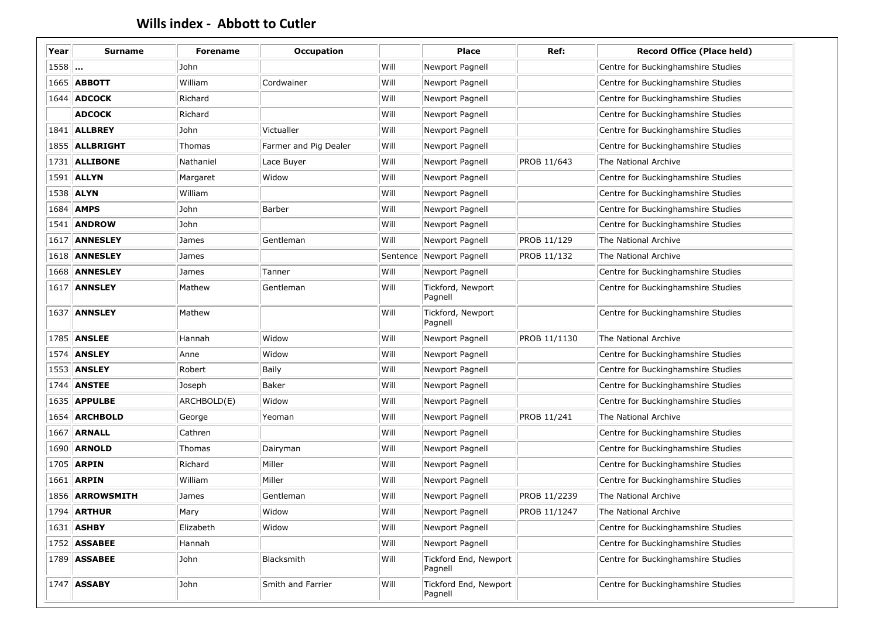# Wills index - Abbott to Cutler

| Year | Surname | Forename | Occupation | | Place | Ref: | Record Office (Place held) |
|---|---|---|---|---|---|---|---|
| 1558 | **...** | John | | Will | Newport Pagnell | | Centre for Buckinghamshire Studies |
| 1665 | **ABBOTT** | William | Cordwainer | Will | Newport Pagnell | | Centre for Buckinghamshire Studies |
| 1644 | **ADCOCK** | Richard | | Will | Newport Pagnell | | Centre for Buckinghamshire Studies |
| | **ADCOCK** | Richard | | Will | Newport Pagnell | | Centre for Buckinghamshire Studies |
| 1841 | **ALLBREY** | John | Victualler | Will | Newport Pagnell | | Centre for Buckinghamshire Studies |
| 1855 | **ALLBRIGHT** | Thomas | Farmer and Pig Dealer | Will | Newport Pagnell | | Centre for Buckinghamshire Studies |
| 1731 | **ALLIBONE** | Nathaniel | Lace Buyer | Will | Newport Pagnell | PROB 11/643 | The National Archive |
| 1591 | **ALLYN** | Margaret | Widow | Will | Newport Pagnell | | Centre for Buckinghamshire Studies |
| 1538 | **ALYN** | William | | Will | Newport Pagnell | | Centre for Buckinghamshire Studies |
| 1684 | **AMPS** | John | Barber | Will | Newport Pagnell | | Centre for Buckinghamshire Studies |
| 1541 | **ANDROW** | John | | Will | Newport Pagnell | | Centre for Buckinghamshire Studies |
| 1617 | **ANNESLEY** | James | Gentleman | Will | Newport Pagnell | PROB 11/129 | The National Archive |
| 1618 | **ANNESLEY** | James | | Sentence | Newport Pagnell | PROB 11/132 | The National Archive |
| 1668 | **ANNESLEY** | James | Tanner | Will | Newport Pagnell | | Centre for Buckinghamshire Studies |
| 1617 | **ANNSLEY** | Mathew | Gentleman | Will | Tickford, Newport Pagnell | | Centre for Buckinghamshire Studies |
| 1637 | **ANNSLEY** | Mathew | | Will | Tickford, Newport Pagnell | | Centre for Buckinghamshire Studies |
| 1785 | **ANSLEE** | Hannah | Widow | Will | Newport Pagnell | PROB 11/1130 | The National Archive |
| 1574 | **ANSLEY** | Anne | Widow | Will | Newport Pagnell | | Centre for Buckinghamshire Studies |
| 1553 | **ANSLEY** | Robert | Baily | Will | Newport Pagnell | | Centre for Buckinghamshire Studies |
| 1744 | **ANSTEE** | Joseph | Baker | Will | Newport Pagnell | | Centre for Buckinghamshire Studies |
| 1635 | **APPULBE** | ARCHBOLD(E) | Widow | Will | Newport Pagnell | | Centre for Buckinghamshire Studies |
| 1654 | **ARCHBOLD** | George | Yeoman | Will | Newport Pagnell | PROB 11/241 | The National Archive |
| 1667 | **ARNALL** | Cathren | | Will | Newport Pagnell | | Centre for Buckinghamshire Studies |
| 1690 | **ARNOLD** | Thomas | Dairyman | Will | Newport Pagnell | | Centre for Buckinghamshire Studies |
| 1705 | **ARPIN** | Richard | Miller | Will | Newport Pagnell | | Centre for Buckinghamshire Studies |
| 1661 | **ARPIN** | William | Miller | Will | Newport Pagnell | | Centre for Buckinghamshire Studies |
| 1856 | **ARROWSMITH** | James | Gentleman | Will | Newport Pagnell | PROB 11/2239 | The National Archive |
| 1794 | **ARTHUR** | Mary | Widow | Will | Newport Pagnell | PROB 11/1247 | The National Archive |
| 1631 | **ASHBY** | Elizabeth | Widow | Will | Newport Pagnell | | Centre for Buckinghamshire Studies |
| 1752 | **ASSABEE** | Hannah | | Will | Newport Pagnell | | Centre for Buckinghamshire Studies |
| 1789 | **ASSABEE** | John | Blacksmith | Will | Tickford End, Newport Pagnell | | Centre for Buckinghamshire Studies |
| 1747 | **ASSABY** | John | Smith and Farrier | Will | Tickford End, Newport Pagnell | | Centre for Buckinghamshire Studies |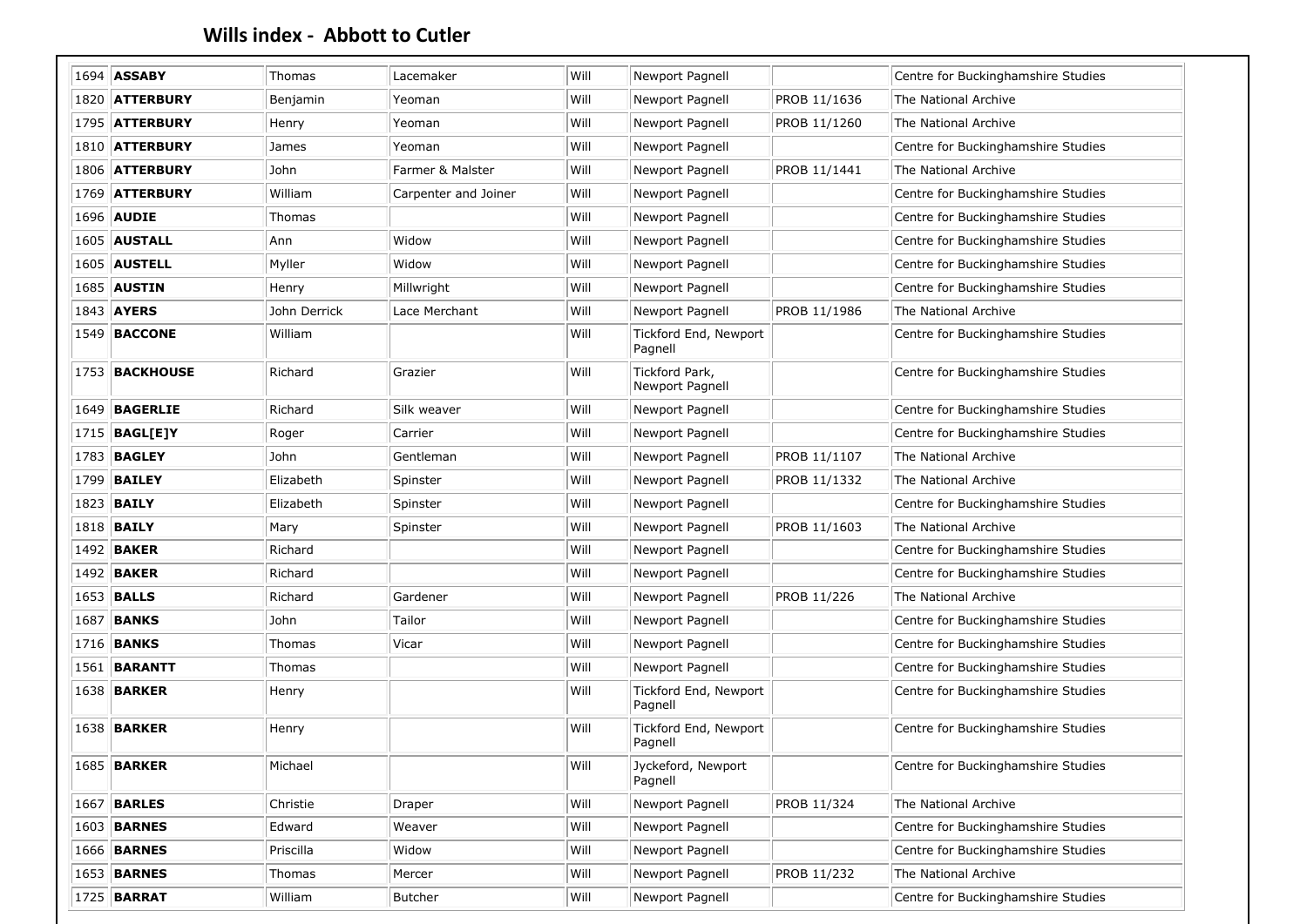## Wills index - Abbott to Cutler

| | | | | | | | |
|---|---|---|---|---|---|---|---|
| 1694 | **ASSABY** | Thomas | Lacemaker | Will | Newport Pagnell | | Centre for Buckinghamshire Studies |
| 1820 | **ATTERBURY** | Benjamin | Yeoman | Will | Newport Pagnell | PROB 11/1636 | The National Archive |
| 1795 | **ATTERBURY** | Henry | Yeoman | Will | Newport Pagnell | PROB 11/1260 | The National Archive |
| 1810 | **ATTERBURY** | James | Yeoman | Will | Newport Pagnell | | Centre for Buckinghamshire Studies |
| 1806 | **ATTERBURY** | John | Farmer & Malster | Will | Newport Pagnell | PROB 11/1441 | The National Archive |
| 1769 | **ATTERBURY** | William | Carpenter and Joiner | Will | Newport Pagnell | | Centre for Buckinghamshire Studies |
| 1696 | **AUDIE** | Thomas | | Will | Newport Pagnell | | Centre for Buckinghamshire Studies |
| 1605 | **AUSTALL** | Ann | Widow | Will | Newport Pagnell | | Centre for Buckinghamshire Studies |
| 1605 | **AUSTELL** | Myller | Widow | Will | Newport Pagnell | | Centre for Buckinghamshire Studies |
| 1685 | **AUSTIN** | Henry | Millwright | Will | Newport Pagnell | | Centre for Buckinghamshire Studies |
| 1843 | **AYERS** | John Derrick | Lace Merchant | Will | Newport Pagnell | PROB 11/1986 | The National Archive |
| 1549 | **BACCONE** | William | | Will | Tickford End, Newport Pagnell | | Centre for Buckinghamshire Studies |
| 1753 | **BACKHOUSE** | Richard | Grazier | Will | Tickford Park, Newport Pagnell | | Centre for Buckinghamshire Studies |
| 1649 | **BAGERLIE** | Richard | Silk weaver | Will | Newport Pagnell | | Centre for Buckinghamshire Studies |
| 1715 | **BAGL[E]Y** | Roger | Carrier | Will | Newport Pagnell | | Centre for Buckinghamshire Studies |
| 1783 | **BAGLEY** | John | Gentleman | Will | Newport Pagnell | PROB 11/1107 | The National Archive |
| 1799 | **BAILEY** | Elizabeth | Spinster | Will | Newport Pagnell | PROB 11/1332 | The National Archive |
| 1823 | **BAILY** | Elizabeth | Spinster | Will | Newport Pagnell | | Centre for Buckinghamshire Studies |
| 1818 | **BAILY** | Mary | Spinster | Will | Newport Pagnell | PROB 11/1603 | The National Archive |
| 1492 | **BAKER** | Richard | | Will | Newport Pagnell | | Centre for Buckinghamshire Studies |
| 1492 | **BAKER** | Richard | | Will | Newport Pagnell | | Centre for Buckinghamshire Studies |
| 1653 | **BALLS** | Richard | Gardener | Will | Newport Pagnell | PROB 11/226 | The National Archive |
| 1687 | **BANKS** | John | Tailor | Will | Newport Pagnell | | Centre for Buckinghamshire Studies |
| 1716 | **BANKS** | Thomas | Vicar | Will | Newport Pagnell | | Centre for Buckinghamshire Studies |
| 1561 | **BARANTT** | Thomas | | Will | Newport Pagnell | | Centre for Buckinghamshire Studies |
| 1638 | **BARKER** | Henry | | Will | Tickford End, Newport Pagnell | | Centre for Buckinghamshire Studies |
| 1638 | **BARKER** | Henry | | Will | Tickford End, Newport Pagnell | | Centre for Buckinghamshire Studies |
| 1685 | **BARKER** | Michael | | Will | Jyckeford, Newport Pagnell | | Centre for Buckinghamshire Studies |
| 1667 | **BARLES** | Christie | Draper | Will | Newport Pagnell | PROB 11/324 | The National Archive |
| 1603 | **BARNES** | Edward | Weaver | Will | Newport Pagnell | | Centre for Buckinghamshire Studies |
| 1666 | **BARNES** | Priscilla | Widow | Will | Newport Pagnell | | Centre for Buckinghamshire Studies |
| 1653 | **BARNES** | Thomas | Mercer | Will | Newport Pagnell | PROB 11/232 | The National Archive |
| 1725 | **BARRAT** | William | Butcher | Will | Newport Pagnell | | Centre for Buckinghamshire Studies |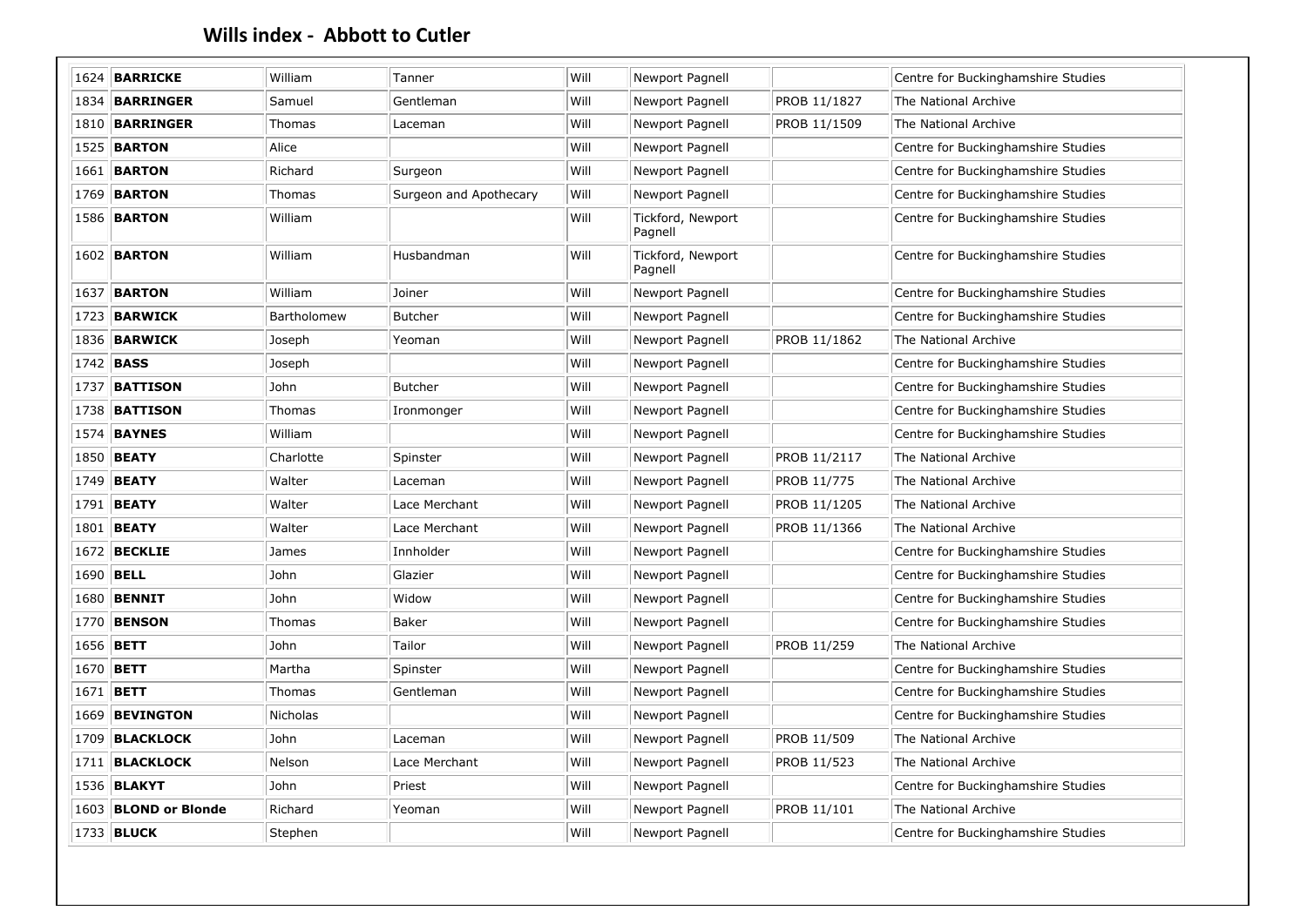## Wills index - Abbott to Cutler

| | | | | | | | |
|---|---|---|---|---|---|---|---|
| 1624 | **BARRICKE** | William | Tanner | Will | Newport Pagnell | | Centre for Buckinghamshire Studies |
| 1834 | **BARRINGER** | Samuel | Gentleman | Will | Newport Pagnell | PROB 11/1827 | The National Archive |
| 1810 | **BARRINGER** | Thomas | Laceman | Will | Newport Pagnell | PROB 11/1509 | The National Archive |
| 1525 | **BARTON** | Alice | | Will | Newport Pagnell | | Centre for Buckinghamshire Studies |
| 1661 | **BARTON** | Richard | Surgeon | Will | Newport Pagnell | | Centre for Buckinghamshire Studies |
| 1769 | **BARTON** | Thomas | Surgeon and Apothecary | Will | Newport Pagnell | | Centre for Buckinghamshire Studies |
| 1586 | **BARTON** | William | | Will | Tickford, Newport Pagnell | | Centre for Buckinghamshire Studies |
| 1602 | **BARTON** | William | Husbandman | Will | Tickford, Newport Pagnell | | Centre for Buckinghamshire Studies |
| 1637 | **BARTON** | William | Joiner | Will | Newport Pagnell | | Centre for Buckinghamshire Studies |
| 1723 | **BARWICK** | Bartholomew | Butcher | Will | Newport Pagnell | | Centre for Buckinghamshire Studies |
| 1836 | **BARWICK** | Joseph | Yeoman | Will | Newport Pagnell | PROB 11/1862 | The National Archive |
| 1742 | **BASS** | Joseph | | Will | Newport Pagnell | | Centre for Buckinghamshire Studies |
| 1737 | **BATTISON** | John | Butcher | Will | Newport Pagnell | | Centre for Buckinghamshire Studies |
| 1738 | **BATTISON** | Thomas | Ironmonger | Will | Newport Pagnell | | Centre for Buckinghamshire Studies |
| 1574 | **BAYNES** | William | | Will | Newport Pagnell | | Centre for Buckinghamshire Studies |
| 1850 | **BEATY** | Charlotte | Spinster | Will | Newport Pagnell | PROB 11/2117 | The National Archive |
| 1749 | **BEATY** | Walter | Laceman | Will | Newport Pagnell | PROB 11/775 | The National Archive |
| 1791 | **BEATY** | Walter | Lace Merchant | Will | Newport Pagnell | PROB 11/1205 | The National Archive |
| 1801 | **BEATY** | Walter | Lace Merchant | Will | Newport Pagnell | PROB 11/1366 | The National Archive |
| 1672 | **BECKLIE** | James | Innholder | Will | Newport Pagnell | | Centre for Buckinghamshire Studies |
| 1690 | **BELL** | John | Glazier | Will | Newport Pagnell | | Centre for Buckinghamshire Studies |
| 1680 | **BENNIT** | John | Widow | Will | Newport Pagnell | | Centre for Buckinghamshire Studies |
| 1770 | **BENSON** | Thomas | Baker | Will | Newport Pagnell | | Centre for Buckinghamshire Studies |
| 1656 | **BETT** | John | Tailor | Will | Newport Pagnell | PROB 11/259 | The National Archive |
| 1670 | **BETT** | Martha | Spinster | Will | Newport Pagnell | | Centre for Buckinghamshire Studies |
| 1671 | **BETT** | Thomas | Gentleman | Will | Newport Pagnell | | Centre for Buckinghamshire Studies |
| 1669 | **BEVINGTON** | Nicholas | | Will | Newport Pagnell | | Centre for Buckinghamshire Studies |
| 1709 | **BLACKLOCK** | John | Laceman | Will | Newport Pagnell | PROB 11/509 | The National Archive |
| 1711 | **BLACKLOCK** | Nelson | Lace Merchant | Will | Newport Pagnell | PROB 11/523 | The National Archive |
| 1536 | **BLAKYT** | John | Priest | Will | Newport Pagnell | | Centre for Buckinghamshire Studies |
| 1603 | **BLOND or Blonde** | Richard | Yeoman | Will | Newport Pagnell | PROB 11/101 | The National Archive |
| 1733 | **BLUCK** | Stephen | | Will | Newport Pagnell | | Centre for Buckinghamshire Studies |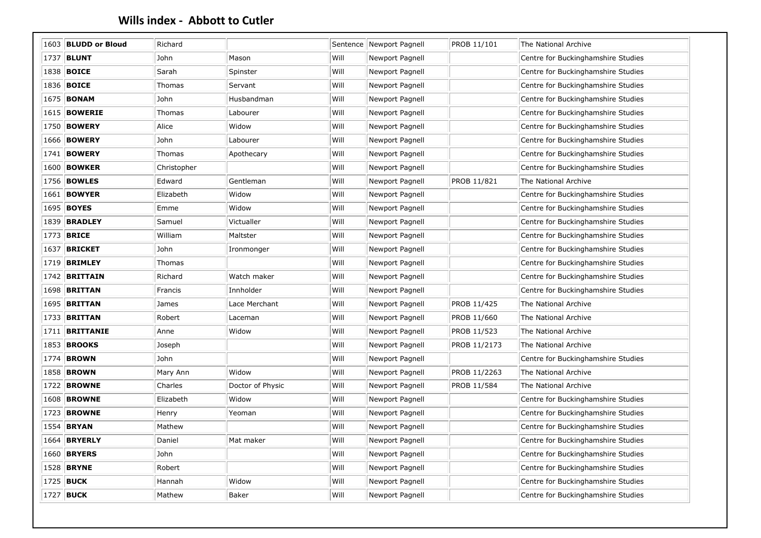## Wills index - Abbott to Cutler

| | | | | | | | |
|---|---|---|---|---|---|---|---|
| 1603 | **BLUDD or Bloud** | Richard | | Sentence | Newport Pagnell | PROB 11/101 | The National Archive |
| 1737 | **BLUNT** | John | Mason | Will | Newport Pagnell | | Centre for Buckinghamshire Studies |
| 1838 | **BOICE** | Sarah | Spinster | Will | Newport Pagnell | | Centre for Buckinghamshire Studies |
| 1836 | **BOICE** | Thomas | Servant | Will | Newport Pagnell | | Centre for Buckinghamshire Studies |
| 1675 | **BONAM** | John | Husbandman | Will | Newport Pagnell | | Centre for Buckinghamshire Studies |
| 1615 | **BOWERIE** | Thomas | Labourer | Will | Newport Pagnell | | Centre for Buckinghamshire Studies |
| 1750 | **BOWERY** | Alice | Widow | Will | Newport Pagnell | | Centre for Buckinghamshire Studies |
| 1666 | **BOWERY** | John | Labourer | Will | Newport Pagnell | | Centre for Buckinghamshire Studies |
| 1741 | **BOWERY** | Thomas | Apothecary | Will | Newport Pagnell | | Centre for Buckinghamshire Studies |
| 1600 | **BOWKER** | Christopher | | Will | Newport Pagnell | | Centre for Buckinghamshire Studies |
| 1756 | **BOWLES** | Edward | Gentleman | Will | Newport Pagnell | PROB 11/821 | The National Archive |
| 1661 | **BOWYER** | Elizabeth | Widow | Will | Newport Pagnell | | Centre for Buckinghamshire Studies |
| 1695 | **BOYES** | Emme | Widow | Will | Newport Pagnell | | Centre for Buckinghamshire Studies |
| 1839 | **BRADLEY** | Samuel | Victualler | Will | Newport Pagnell | | Centre for Buckinghamshire Studies |
| 1773 | **BRICE** | William | Maltster | Will | Newport Pagnell | | Centre for Buckinghamshire Studies |
| 1637 | **BRICKET** | John | Ironmonger | Will | Newport Pagnell | | Centre for Buckinghamshire Studies |
| 1719 | **BRIMLEY** | Thomas | | Will | Newport Pagnell | | Centre for Buckinghamshire Studies |
| 1742 | **BRITTAIN** | Richard | Watch maker | Will | Newport Pagnell | | Centre for Buckinghamshire Studies |
| 1698 | **BRITTAN** | Francis | Innholder | Will | Newport Pagnell | | Centre for Buckinghamshire Studies |
| 1695 | **BRITTAN** | James | Lace Merchant | Will | Newport Pagnell | PROB 11/425 | The National Archive |
| 1733 | **BRITTAN** | Robert | Laceman | Will | Newport Pagnell | PROB 11/660 | The National Archive |
| 1711 | **BRITTANIE** | Anne | Widow | Will | Newport Pagnell | PROB 11/523 | The National Archive |
| 1853 | **BROOKS** | Joseph | | Will | Newport Pagnell | PROB 11/2173 | The National Archive |
| 1774 | **BROWN** | John | | Will | Newport Pagnell | | Centre for Buckinghamshire Studies |
| 1858 | **BROWN** | Mary Ann | Widow | Will | Newport Pagnell | PROB 11/2263 | The National Archive |
| 1722 | **BROWNE** | Charles | Doctor of Physic | Will | Newport Pagnell | PROB 11/584 | The National Archive |
| 1608 | **BROWNE** | Elizabeth | Widow | Will | Newport Pagnell | | Centre for Buckinghamshire Studies |
| 1723 | **BROWNE** | Henry | Yeoman | Will | Newport Pagnell | | Centre for Buckinghamshire Studies |
| 1554 | **BRYAN** | Mathew | | Will | Newport Pagnell | | Centre for Buckinghamshire Studies |
| 1664 | **BRYERLY** | Daniel | Mat maker | Will | Newport Pagnell | | Centre for Buckinghamshire Studies |
| 1660 | **BRYERS** | John | | Will | Newport Pagnell | | Centre for Buckinghamshire Studies |
| 1528 | **BRYNE** | Robert | | Will | Newport Pagnell | | Centre for Buckinghamshire Studies |
| 1725 | **BUCK** | Hannah | Widow | Will | Newport Pagnell | | Centre for Buckinghamshire Studies |
| 1727 | **BUCK** | Mathew | Baker | Will | Newport Pagnell | | Centre for Buckinghamshire Studies |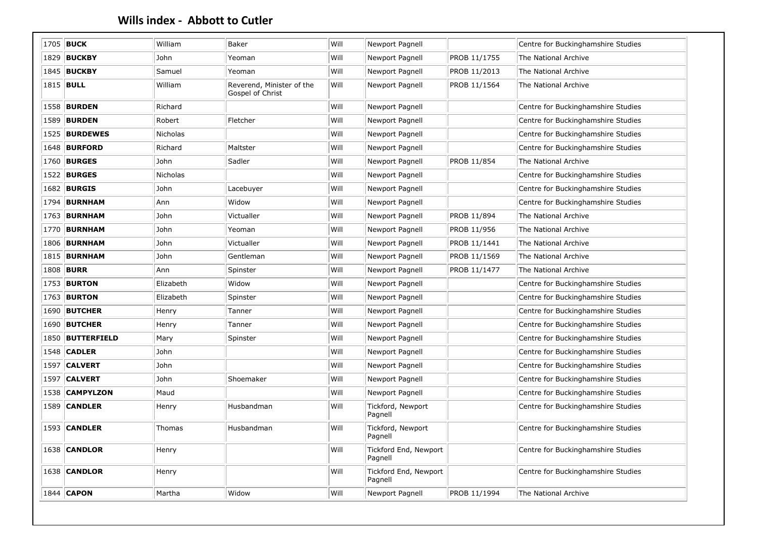## Wills index - Abbott to Cutler

| | | | | | | | |
|---|---|---|---|---|---|---|---|
| 1705 | **BUCK** | William | Baker | Will | Newport Pagnell | | Centre for Buckinghamshire Studies |
| 1829 | **BUCKBY** | John | Yeoman | Will | Newport Pagnell | PROB 11/1755 | The National Archive |
| 1845 | **BUCKBY** | Samuel | Yeoman | Will | Newport Pagnell | PROB 11/2013 | The National Archive |
| 1815 | **BULL** | William | Reverend, Minister of the Gospel of Christ | Will | Newport Pagnell | PROB 11/1564 | The National Archive |
| 1558 | **BURDEN** | Richard | | Will | Newport Pagnell | | Centre for Buckinghamshire Studies |
| 1589 | **BURDEN** | Robert | Fletcher | Will | Newport Pagnell | | Centre for Buckinghamshire Studies |
| 1525 | **BURDEWES** | Nicholas | | Will | Newport Pagnell | | Centre for Buckinghamshire Studies |
| 1648 | **BURFORD** | Richard | Maltster | Will | Newport Pagnell | | Centre for Buckinghamshire Studies |
| 1760 | **BURGES** | John | Sadler | Will | Newport Pagnell | PROB 11/854 | The National Archive |
| 1522 | **BURGES** | Nicholas | | Will | Newport Pagnell | | Centre for Buckinghamshire Studies |
| 1682 | **BURGIS** | John | Lacebuyer | Will | Newport Pagnell | | Centre for Buckinghamshire Studies |
| 1794 | **BURNHAM** | Ann | Widow | Will | Newport Pagnell | | Centre for Buckinghamshire Studies |
| 1763 | **BURNHAM** | John | Victualler | Will | Newport Pagnell | PROB 11/894 | The National Archive |
| 1770 | **BURNHAM** | John | Yeoman | Will | Newport Pagnell | PROB 11/956 | The National Archive |
| 1806 | **BURNHAM** | John | Victualler | Will | Newport Pagnell | PROB 11/1441 | The National Archive |
| 1815 | **BURNHAM** | John | Gentleman | Will | Newport Pagnell | PROB 11/1569 | The National Archive |
| 1808 | **BURR** | Ann | Spinster | Will | Newport Pagnell | PROB 11/1477 | The National Archive |
| 1753 | **BURTON** | Elizabeth | Widow | Will | Newport Pagnell | | Centre for Buckinghamshire Studies |
| 1763 | **BURTON** | Elizabeth | Spinster | Will | Newport Pagnell | | Centre for Buckinghamshire Studies |
| 1690 | **BUTCHER** | Henry | Tanner | Will | Newport Pagnell | | Centre for Buckinghamshire Studies |
| 1690 | **BUTCHER** | Henry | Tanner | Will | Newport Pagnell | | Centre for Buckinghamshire Studies |
| 1850 | **BUTTERFIELD** | Mary | Spinster | Will | Newport Pagnell | | Centre for Buckinghamshire Studies |
| 1548 | **CADLER** | John | | Will | Newport Pagnell | | Centre for Buckinghamshire Studies |
| 1597 | **CALVERT** | John | | Will | Newport Pagnell | | Centre for Buckinghamshire Studies |
| 1597 | **CALVERT** | John | Shoemaker | Will | Newport Pagnell | | Centre for Buckinghamshire Studies |
| 1538 | **CAMPYLZON** | Maud | | Will | Newport Pagnell | | Centre for Buckinghamshire Studies |
| 1589 | **CANDLER** | Henry | Husbandman | Will | Tickford, Newport Pagnell | | Centre for Buckinghamshire Studies |
| 1593 | **CANDLER** | Thomas | Husbandman | Will | Tickford, Newport Pagnell | | Centre for Buckinghamshire Studies |
| 1638 | **CANDLOR** | Henry | | Will | Tickford End, Newport Pagnell | | Centre for Buckinghamshire Studies |
| 1638 | **CANDLOR** | Henry | | Will | Tickford End, Newport Pagnell | | Centre for Buckinghamshire Studies |
| 1844 | **CAPON** | Martha | Widow | Will | Newport Pagnell | PROB 11/1994 | The National Archive |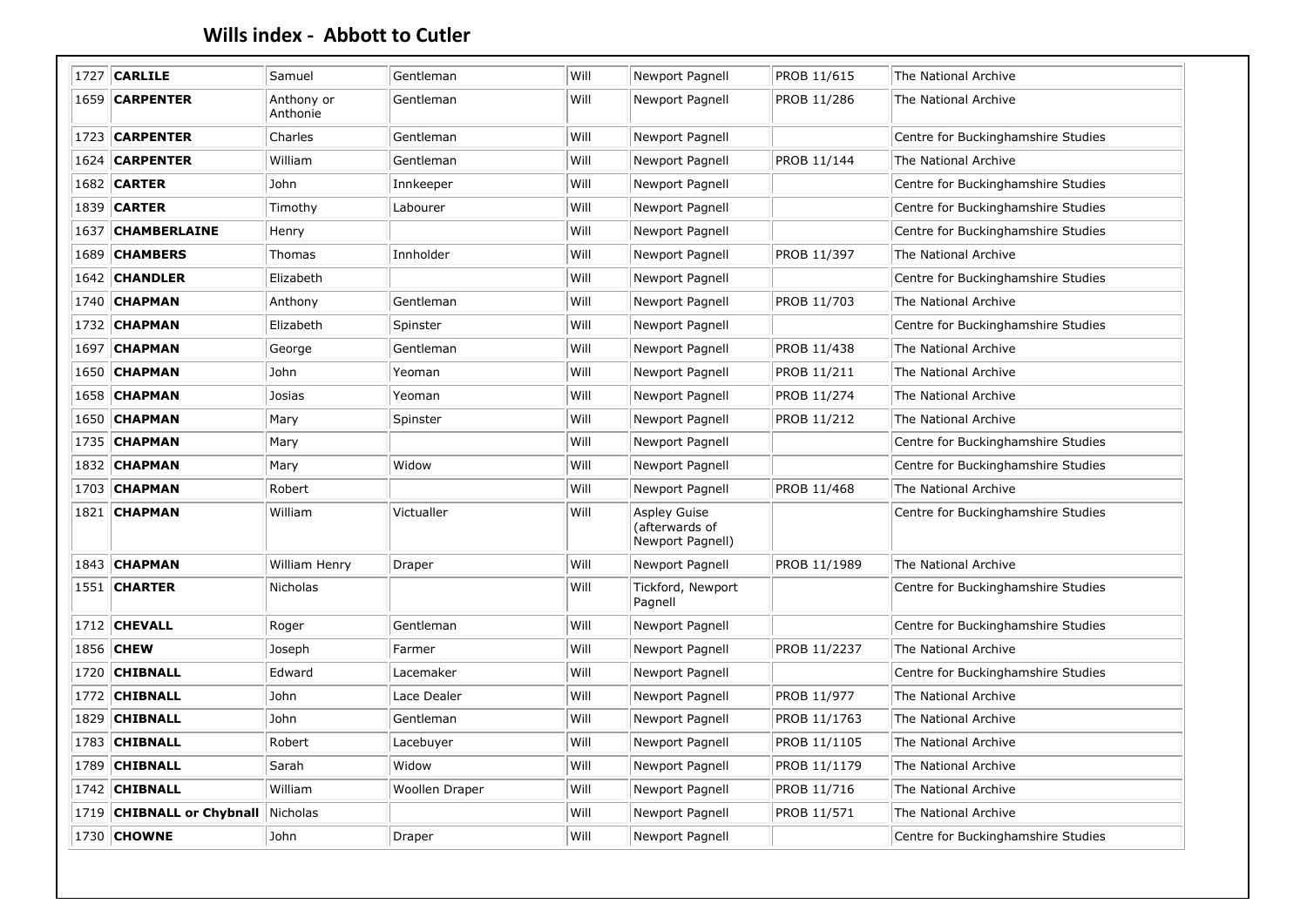## Wills index - Abbott to Cutler

| | | | | | | | |
|---|---|---|---|---|---|---|---|
| 1727 | **CARLILE** | Samuel | Gentleman | Will | Newport Pagnell | PROB 11/615 | The National Archive |
| 1659 | **CARPENTER** | Anthony or Anthonie | Gentleman | Will | Newport Pagnell | PROB 11/286 | The National Archive |
| 1723 | **CARPENTER** | Charles | Gentleman | Will | Newport Pagnell | | Centre for Buckinghamshire Studies |
| 1624 | **CARPENTER** | William | Gentleman | Will | Newport Pagnell | PROB 11/144 | The National Archive |
| 1682 | **CARTER** | John | Innkeeper | Will | Newport Pagnell | | Centre for Buckinghamshire Studies |
| 1839 | **CARTER** | Timothy | Labourer | Will | Newport Pagnell | | Centre for Buckinghamshire Studies |
| 1637 | **CHAMBERLAINE** | Henry | | Will | Newport Pagnell | | Centre for Buckinghamshire Studies |
| 1689 | **CHAMBERS** | Thomas | Innholder | Will | Newport Pagnell | PROB 11/397 | The National Archive |
| 1642 | **CHANDLER** | Elizabeth | | Will | Newport Pagnell | | Centre for Buckinghamshire Studies |
| 1740 | **CHAPMAN** | Anthony | Gentleman | Will | Newport Pagnell | PROB 11/703 | The National Archive |
| 1732 | **CHAPMAN** | Elizabeth | Spinster | Will | Newport Pagnell | | Centre for Buckinghamshire Studies |
| 1697 | **CHAPMAN** | George | Gentleman | Will | Newport Pagnell | PROB 11/438 | The National Archive |
| 1650 | **CHAPMAN** | John | Yeoman | Will | Newport Pagnell | PROB 11/211 | The National Archive |
| 1658 | **CHAPMAN** | Josias | Yeoman | Will | Newport Pagnell | PROB 11/274 | The National Archive |
| 1650 | **CHAPMAN** | Mary | Spinster | Will | Newport Pagnell | PROB 11/212 | The National Archive |
| 1735 | **CHAPMAN** | Mary | | Will | Newport Pagnell | | Centre for Buckinghamshire Studies |
| 1832 | **CHAPMAN** | Mary | Widow | Will | Newport Pagnell | | Centre for Buckinghamshire Studies |
| 1703 | **CHAPMAN** | Robert | | Will | Newport Pagnell | PROB 11/468 | The National Archive |
| 1821 | **CHAPMAN** | William | Victualler | Will | Aspley Guise (afterwards of Newport Pagnell) | | Centre for Buckinghamshire Studies |
| 1843 | **CHAPMAN** | William Henry | Draper | Will | Newport Pagnell | PROB 11/1989 | The National Archive |
| 1551 | **CHARTER** | Nicholas | | Will | Tickford, Newport Pagnell | | Centre for Buckinghamshire Studies |
| 1712 | **CHEVALL** | Roger | Gentleman | Will | Newport Pagnell | | Centre for Buckinghamshire Studies |
| 1856 | **CHEW** | Joseph | Farmer | Will | Newport Pagnell | PROB 11/2237 | The National Archive |
| 1720 | **CHIBNALL** | Edward | Lacemaker | Will | Newport Pagnell | | Centre for Buckinghamshire Studies |
| 1772 | **CHIBNALL** | John | Lace Dealer | Will | Newport Pagnell | PROB 11/977 | The National Archive |
| 1829 | **CHIBNALL** | John | Gentleman | Will | Newport Pagnell | PROB 11/1763 | The National Archive |
| 1783 | **CHIBNALL** | Robert | Lacebuyer | Will | Newport Pagnell | PROB 11/1105 | The National Archive |
| 1789 | **CHIBNALL** | Sarah | Widow | Will | Newport Pagnell | PROB 11/1179 | The National Archive |
| 1742 | **CHIBNALL** | William | Woollen Draper | Will | Newport Pagnell | PROB 11/716 | The National Archive |
| 1719 | **CHIBNALL or Chybnall** | Nicholas | | Will | Newport Pagnell | PROB 11/571 | The National Archive |
| 1730 | **CHOWNE** | John | Draper | Will | Newport Pagnell | | Centre for Buckinghamshire Studies |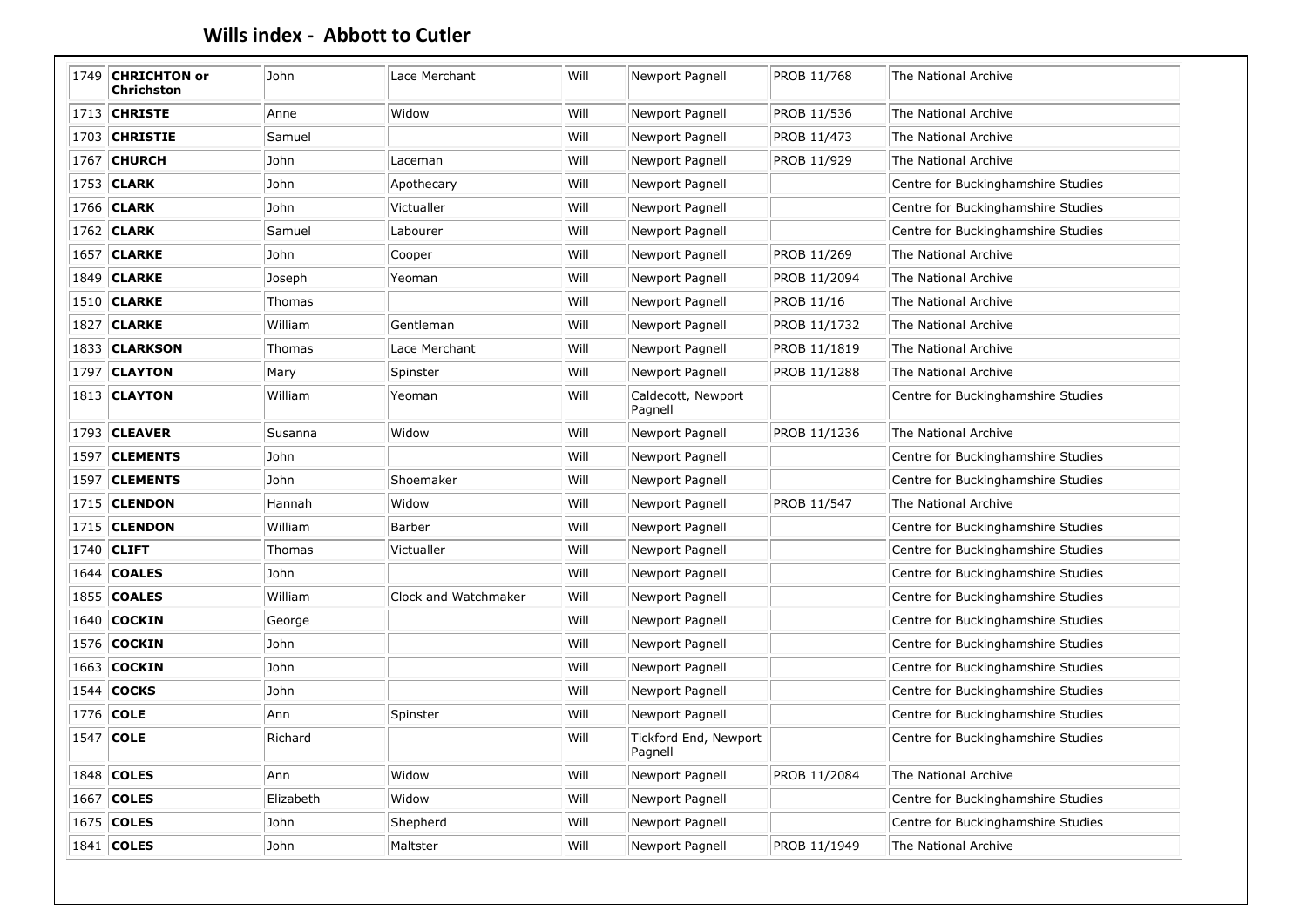## Wills index - Abbott to Cutler

| | | | | | | | |
|---|---|---|---|---|---|---|---|
| 1749 | **CHRICHTON or Chrichston** | John | Lace Merchant | Will | Newport Pagnell | PROB 11/768 | The National Archive |
| 1713 | **CHRISTE** | Anne | Widow | Will | Newport Pagnell | PROB 11/536 | The National Archive |
| 1703 | **CHRISTIE** | Samuel | | Will | Newport Pagnell | PROB 11/473 | The National Archive |
| 1767 | **CHURCH** | John | Laceman | Will | Newport Pagnell | PROB 11/929 | The National Archive |
| 1753 | **CLARK** | John | Apothecary | Will | Newport Pagnell | | Centre for Buckinghamshire Studies |
| 1766 | **CLARK** | John | Victualler | Will | Newport Pagnell | | Centre for Buckinghamshire Studies |
| 1762 | **CLARK** | Samuel | Labourer | Will | Newport Pagnell | | Centre for Buckinghamshire Studies |
| 1657 | **CLARKE** | John | Cooper | Will | Newport Pagnell | PROB 11/269 | The National Archive |
| 1849 | **CLARKE** | Joseph | Yeoman | Will | Newport Pagnell | PROB 11/2094 | The National Archive |
| 1510 | **CLARKE** | Thomas | | Will | Newport Pagnell | PROB 11/16 | The National Archive |
| 1827 | **CLARKE** | William | Gentleman | Will | Newport Pagnell | PROB 11/1732 | The National Archive |
| 1833 | **CLARKSON** | Thomas | Lace Merchant | Will | Newport Pagnell | PROB 11/1819 | The National Archive |
| 1797 | **CLAYTON** | Mary | Spinster | Will | Newport Pagnell | PROB 11/1288 | The National Archive |
| 1813 | **CLAYTON** | William | Yeoman | Will | Caldecott, Newport Pagnell | | Centre for Buckinghamshire Studies |
| 1793 | **CLEAVER** | Susanna | Widow | Will | Newport Pagnell | PROB 11/1236 | The National Archive |
| 1597 | **CLEMENTS** | John | | Will | Newport Pagnell | | Centre for Buckinghamshire Studies |
| 1597 | **CLEMENTS** | John | Shoemaker | Will | Newport Pagnell | | Centre for Buckinghamshire Studies |
| 1715 | **CLENDON** | Hannah | Widow | Will | Newport Pagnell | PROB 11/547 | The National Archive |
| 1715 | **CLENDON** | William | Barber | Will | Newport Pagnell | | Centre for Buckinghamshire Studies |
| 1740 | **CLIFT** | Thomas | Victualler | Will | Newport Pagnell | | Centre for Buckinghamshire Studies |
| 1644 | **COALES** | John | | Will | Newport Pagnell | | Centre for Buckinghamshire Studies |
| 1855 | **COALES** | William | Clock and Watchmaker | Will | Newport Pagnell | | Centre for Buckinghamshire Studies |
| 1640 | **COCKIN** | George | | Will | Newport Pagnell | | Centre for Buckinghamshire Studies |
| 1576 | **COCKIN** | John | | Will | Newport Pagnell | | Centre for Buckinghamshire Studies |
| 1663 | **COCKIN** | John | | Will | Newport Pagnell | | Centre for Buckinghamshire Studies |
| 1544 | **COCKS** | John | | Will | Newport Pagnell | | Centre for Buckinghamshire Studies |
| 1776 | **COLE** | Ann | Spinster | Will | Newport Pagnell | | Centre for Buckinghamshire Studies |
| 1547 | **COLE** | Richard | | Will | Tickford End, Newport Pagnell | | Centre for Buckinghamshire Studies |
| 1848 | **COLES** | Ann | Widow | Will | Newport Pagnell | PROB 11/2084 | The National Archive |
| 1667 | **COLES** | Elizabeth | Widow | Will | Newport Pagnell | | Centre for Buckinghamshire Studies |
| 1675 | **COLES** | John | Shepherd | Will | Newport Pagnell | | Centre for Buckinghamshire Studies |
| 1841 | **COLES** | John | Maltster | Will | Newport Pagnell | PROB 11/1949 | The National Archive |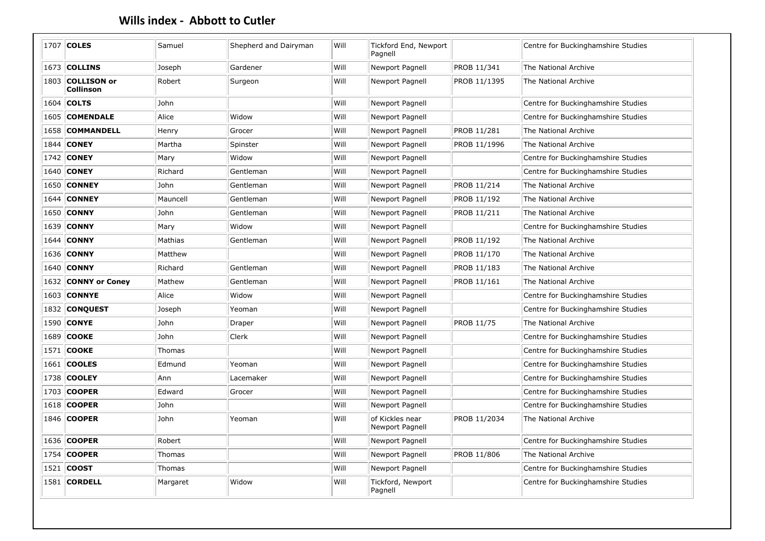## Wills index - Abbott to Cutler

| | | | | | | | |
|---|---|---|---|---|---|---|---|
| 1707 | **COLES** | Samuel | Shepherd and Dairyman | Will | Tickford End, Newport Pagnell | | Centre for Buckinghamshire Studies |
| 1673 | **COLLINS** | Joseph | Gardener | Will | Newport Pagnell | PROB 11/341 | The National Archive |
| 1803 | **COLLISON or Collinson** | Robert | Surgeon | Will | Newport Pagnell | PROB 11/1395 | The National Archive |
| 1604 | **COLTS** | John | | Will | Newport Pagnell | | Centre for Buckinghamshire Studies |
| 1605 | **COMENDALE** | Alice | Widow | Will | Newport Pagnell | | Centre for Buckinghamshire Studies |
| 1658 | **COMMANDELL** | Henry | Grocer | Will | Newport Pagnell | PROB 11/281 | The National Archive |
| 1844 | **CONEY** | Martha | Spinster | Will | Newport Pagnell | PROB 11/1996 | The National Archive |
| 1742 | **CONEY** | Mary | Widow | Will | Newport Pagnell | | Centre for Buckinghamshire Studies |
| 1640 | **CONEY** | Richard | Gentleman | Will | Newport Pagnell | | Centre for Buckinghamshire Studies |
| 1650 | **CONNEY** | John | Gentleman | Will | Newport Pagnell | PROB 11/214 | The National Archive |
| 1644 | **CONNEY** | Mauncell | Gentleman | Will | Newport Pagnell | PROB 11/192 | The National Archive |
| 1650 | **CONNY** | John | Gentleman | Will | Newport Pagnell | PROB 11/211 | The National Archive |
| 1639 | **CONNY** | Mary | Widow | Will | Newport Pagnell | | Centre for Buckinghamshire Studies |
| 1644 | **CONNY** | Mathias | Gentleman | Will | Newport Pagnell | PROB 11/192 | The National Archive |
| 1636 | **CONNY** | Matthew | | Will | Newport Pagnell | PROB 11/170 | The National Archive |
| 1640 | **CONNY** | Richard | Gentleman | Will | Newport Pagnell | PROB 11/183 | The National Archive |
| 1632 | **CONNY or Coney** | Mathew | Gentleman | Will | Newport Pagnell | PROB 11/161 | The National Archive |
| 1603 | **CONNYE** | Alice | Widow | Will | Newport Pagnell | | Centre for Buckinghamshire Studies |
| 1832 | **CONQUEST** | Joseph | Yeoman | Will | Newport Pagnell | | Centre for Buckinghamshire Studies |
| 1590 | **CONYE** | John | Draper | Will | Newport Pagnell | PROB 11/75 | The National Archive |
| 1689 | **COOKE** | John | Clerk | Will | Newport Pagnell | | Centre for Buckinghamshire Studies |
| 1571 | **COOKE** | Thomas | | Will | Newport Pagnell | | Centre for Buckinghamshire Studies |
| 1661 | **COOLES** | Edmund | Yeoman | Will | Newport Pagnell | | Centre for Buckinghamshire Studies |
| 1738 | **COOLEY** | Ann | Lacemaker | Will | Newport Pagnell | | Centre for Buckinghamshire Studies |
| 1703 | **COOPER** | Edward | Grocer | Will | Newport Pagnell | | Centre for Buckinghamshire Studies |
| 1618 | **COOPER** | John | | Will | Newport Pagnell | | Centre for Buckinghamshire Studies |
| 1846 | **COOPER** | John | Yeoman | Will | of Kickles near Newport Pagnell | PROB 11/2034 | The National Archive |
| 1636 | **COOPER** | Robert | | Will | Newport Pagnell | | Centre for Buckinghamshire Studies |
| 1754 | **COOPER** | Thomas | | Will | Newport Pagnell | PROB 11/806 | The National Archive |
| 1521 | **COOST** | Thomas | | Will | Newport Pagnell | | Centre for Buckinghamshire Studies |
| 1581 | **CORDELL** | Margaret | Widow | Will | Tickford, Newport Pagnell | | Centre for Buckinghamshire Studies |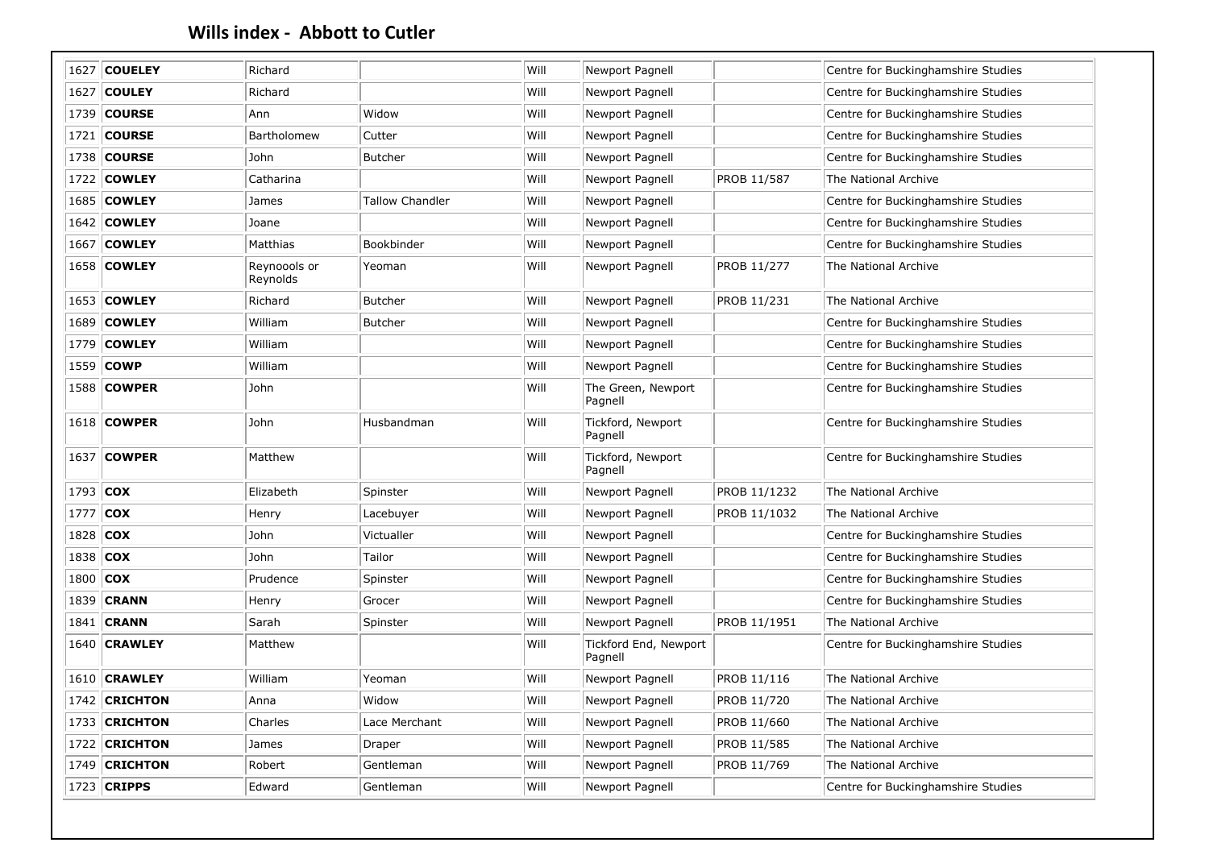## Wills index - Abbott to Cutler

| | | | | | | | |
|---|---|---|---|---|---|---|---|
| 1627 | **COUELEY** | Richard | | Will | Newport Pagnell | | Centre for Buckinghamshire Studies |
| 1627 | **COULEY** | Richard | | Will | Newport Pagnell | | Centre for Buckinghamshire Studies |
| 1739 | **COURSE** | Ann | Widow | Will | Newport Pagnell | | Centre for Buckinghamshire Studies |
| 1721 | **COURSE** | Bartholomew | Cutter | Will | Newport Pagnell | | Centre for Buckinghamshire Studies |
| 1738 | **COURSE** | John | Butcher | Will | Newport Pagnell | | Centre for Buckinghamshire Studies |
| 1722 | **COWLEY** | Catharina | | Will | Newport Pagnell | PROB 11/587 | The National Archive |
| 1685 | **COWLEY** | James | Tallow Chandler | Will | Newport Pagnell | | Centre for Buckinghamshire Studies |
| 1642 | **COWLEY** | Joane | | Will | Newport Pagnell | | Centre for Buckinghamshire Studies |
| 1667 | **COWLEY** | Matthias | Bookbinder | Will | Newport Pagnell | | Centre for Buckinghamshire Studies |
| 1658 | **COWLEY** | Reynoools or Reynolds | Yeoman | Will | Newport Pagnell | PROB 11/277 | The National Archive |
| 1653 | **COWLEY** | Richard | Butcher | Will | Newport Pagnell | PROB 11/231 | The National Archive |
| 1689 | **COWLEY** | William | Butcher | Will | Newport Pagnell | | Centre for Buckinghamshire Studies |
| 1779 | **COWLEY** | William | | Will | Newport Pagnell | | Centre for Buckinghamshire Studies |
| 1559 | **COWP** | William | | Will | Newport Pagnell | | Centre for Buckinghamshire Studies |
| 1588 | **COWPER** | John | | Will | The Green, Newport Pagnell | | Centre for Buckinghamshire Studies |
| 1618 | **COWPER** | John | Husbandman | Will | Tickford, Newport Pagnell | | Centre for Buckinghamshire Studies |
| 1637 | **COWPER** | Matthew | | Will | Tickford, Newport Pagnell | | Centre for Buckinghamshire Studies |
| 1793 | **COX** | Elizabeth | Spinster | Will | Newport Pagnell | PROB 11/1232 | The National Archive |
| 1777 | **COX** | Henry | Lacebuyer | Will | Newport Pagnell | PROB 11/1032 | The National Archive |
| 1828 | **COX** | John | Victualler | Will | Newport Pagnell | | Centre for Buckinghamshire Studies |
| 1838 | **COX** | John | Tailor | Will | Newport Pagnell | | Centre for Buckinghamshire Studies |
| 1800 | **COX** | Prudence | Spinster | Will | Newport Pagnell | | Centre for Buckinghamshire Studies |
| 1839 | **CRANN** | Henry | Grocer | Will | Newport Pagnell | | Centre for Buckinghamshire Studies |
| 1841 | **CRANN** | Sarah | Spinster | Will | Newport Pagnell | PROB 11/1951 | The National Archive |
| 1640 | **CRAWLEY** | Matthew | | Will | Tickford End, Newport Pagnell | | Centre for Buckinghamshire Studies |
| 1610 | **CRAWLEY** | William | Yeoman | Will | Newport Pagnell | PROB 11/116 | The National Archive |
| 1742 | **CRICHTON** | Anna | Widow | Will | Newport Pagnell | PROB 11/720 | The National Archive |
| 1733 | **CRICHTON** | Charles | Lace Merchant | Will | Newport Pagnell | PROB 11/660 | The National Archive |
| 1722 | **CRICHTON** | James | Draper | Will | Newport Pagnell | PROB 11/585 | The National Archive |
| 1749 | **CRICHTON** | Robert | Gentleman | Will | Newport Pagnell | PROB 11/769 | The National Archive |
| 1723 | **CRIPPS** | Edward | Gentleman | Will | Newport Pagnell | | Centre for Buckinghamshire Studies |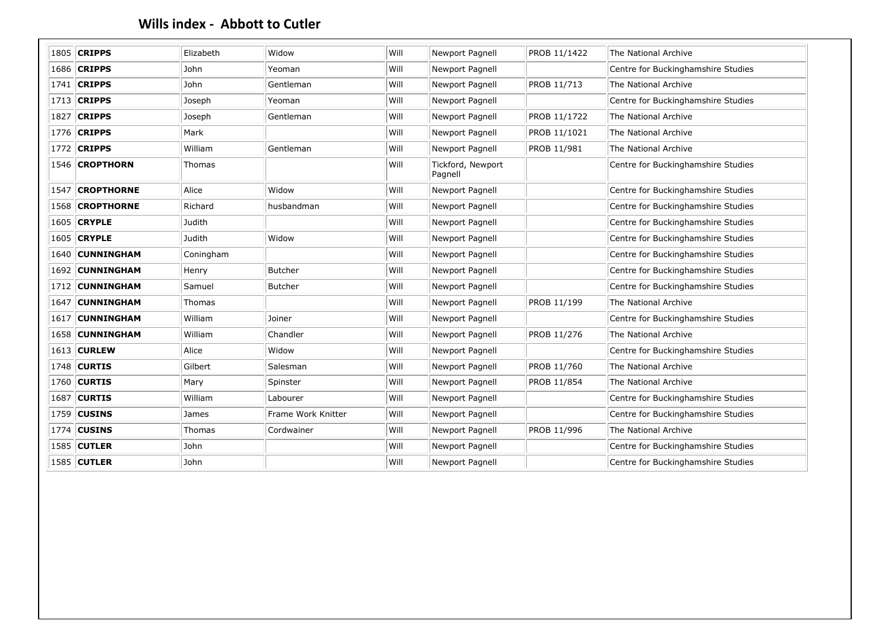## Wills index - Abbott to Cutler

| | | | | | | | |
|---|---|---|---|---|---|---|---|
| 1805 | **CRIPPS** | Elizabeth | Widow | Will | Newport Pagnell | PROB 11/1422 | The National Archive |
| 1686 | **CRIPPS** | John | Yeoman | Will | Newport Pagnell | | Centre for Buckinghamshire Studies |
| 1741 | **CRIPPS** | John | Gentleman | Will | Newport Pagnell | PROB 11/713 | The National Archive |
| 1713 | **CRIPPS** | Joseph | Yeoman | Will | Newport Pagnell | | Centre for Buckinghamshire Studies |
| 1827 | **CRIPPS** | Joseph | Gentleman | Will | Newport Pagnell | PROB 11/1722 | The National Archive |
| 1776 | **CRIPPS** | Mark | | Will | Newport Pagnell | PROB 11/1021 | The National Archive |
| 1772 | **CRIPPS** | William | Gentleman | Will | Newport Pagnell | PROB 11/981 | The National Archive |
| 1546 | **CROPTHORN** | Thomas | | Will | Tickford, Newport Pagnell | | Centre for Buckinghamshire Studies |
| 1547 | **CROPTHORNE** | Alice | Widow | Will | Newport Pagnell | | Centre for Buckinghamshire Studies |
| 1568 | **CROPTHORNE** | Richard | husbandman | Will | Newport Pagnell | | Centre for Buckinghamshire Studies |
| 1605 | **CRYPLE** | Judith | | Will | Newport Pagnell | | Centre for Buckinghamshire Studies |
| 1605 | **CRYPLE** | Judith | Widow | Will | Newport Pagnell | | Centre for Buckinghamshire Studies |
| 1640 | **CUNNINGHAM** | Coningham | | Will | Newport Pagnell | | Centre for Buckinghamshire Studies |
| 1692 | **CUNNINGHAM** | Henry | Butcher | Will | Newport Pagnell | | Centre for Buckinghamshire Studies |
| 1712 | **CUNNINGHAM** | Samuel | Butcher | Will | Newport Pagnell | | Centre for Buckinghamshire Studies |
| 1647 | **CUNNINGHAM** | Thomas | | Will | Newport Pagnell | PROB 11/199 | The National Archive |
| 1617 | **CUNNINGHAM** | William | Joiner | Will | Newport Pagnell | | Centre for Buckinghamshire Studies |
| 1658 | **CUNNINGHAM** | William | Chandler | Will | Newport Pagnell | PROB 11/276 | The National Archive |
| 1613 | **CURLEW** | Alice | Widow | Will | Newport Pagnell | | Centre for Buckinghamshire Studies |
| 1748 | **CURTIS** | Gilbert | Salesman | Will | Newport Pagnell | PROB 11/760 | The National Archive |
| 1760 | **CURTIS** | Mary | Spinster | Will | Newport Pagnell | PROB 11/854 | The National Archive |
| 1687 | **CURTIS** | William | Labourer | Will | Newport Pagnell | | Centre for Buckinghamshire Studies |
| 1759 | **CUSINS** | James | Frame Work Knitter | Will | Newport Pagnell | | Centre for Buckinghamshire Studies |
| 1774 | **CUSINS** | Thomas | Cordwainer | Will | Newport Pagnell | PROB 11/996 | The National Archive |
| 1585 | **CUTLER** | John | | Will | Newport Pagnell | | Centre for Buckinghamshire Studies |
| 1585 | **CUTLER** | John | | Will | Newport Pagnell | | Centre for Buckinghamshire Studies |